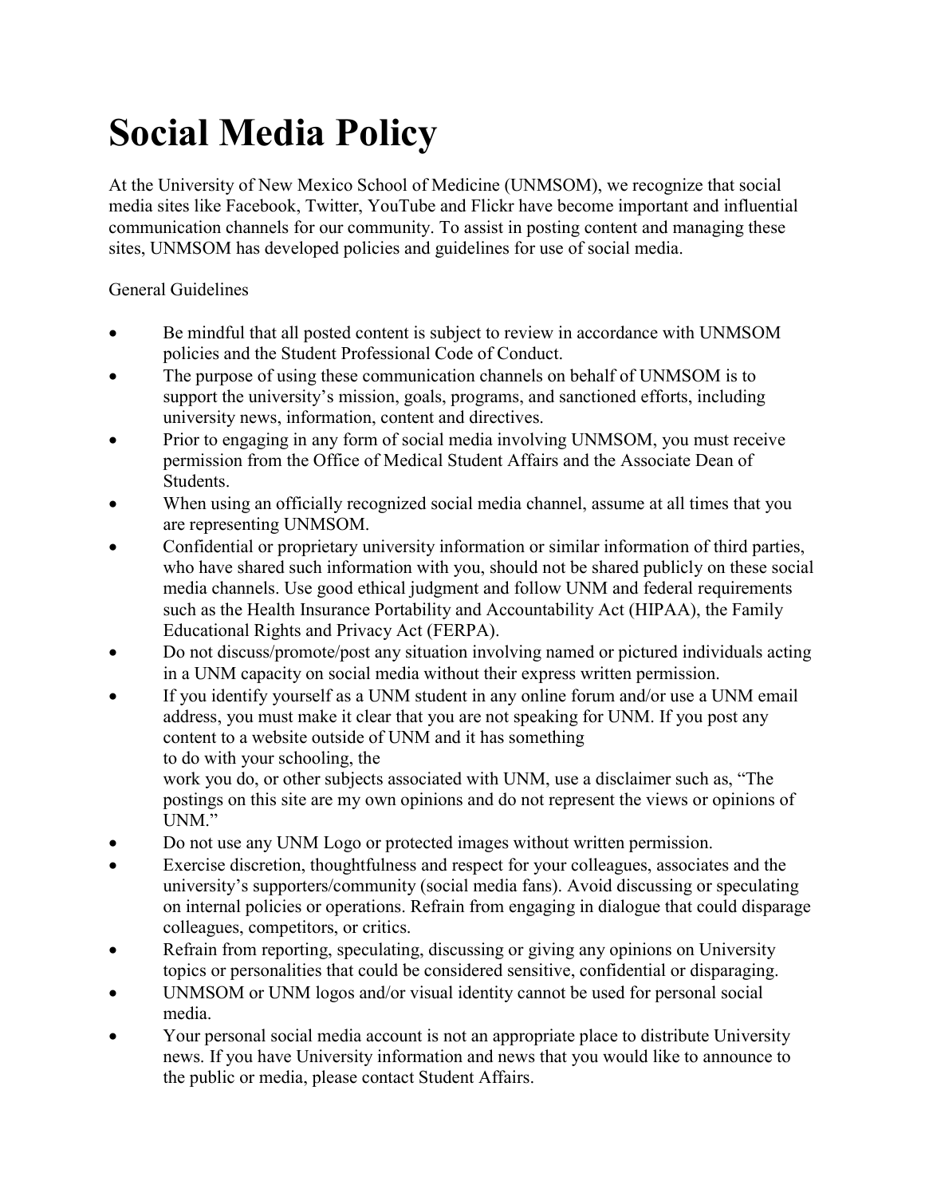# Social Media Policy

At the University of New Mexico School of Medicine (UNMSOM), we recognize that social media sites like Facebook, Twitter, YouTube and Flickr have become important and influential communication channels for our community. To assist in posting content and managing these sites, UNMSOM has developed policies and guidelines for use of social media.

General Guidelines

- Be mindful that all posted content is subject to review in accordance with UNMSOM policies and the Student Professional Code of Conduct.
- The purpose of using these communication channels on behalf of UNMSOM is to support the university's mission, goals, programs, and sanctioned efforts, including university news, information, content and directives.
- Prior to engaging in any form of social media involving UNMSOM, you must receive permission from the Office of Medical Student Affairs and the Associate Dean of Students.
- When using an officially recognized social media channel, assume at all times that you are representing UNMSOM.
- Confidential or proprietary university information or similar information of third parties, who have shared such information with you, should not be shared publicly on these social media channels. Use good ethical judgment and follow UNM and federal requirements such as the Health Insurance Portability and Accountability Act (HIPAA), the Family Educational Rights and Privacy Act (FERPA).
- Do not discuss/promote/post any situation involving named or pictured individuals acting in a UNM capacity on social media without their express written permission.
- If you identify yourself as a UNM student in any online forum and/or use a UNM email address, you must make it clear that you are not speaking for UNM. If you post any content to a website outside of UNM and it has something to do with your schooling, the work you do, or other subjects associated with UNM, use a disclaimer such as, "The postings on this site are my own opinions and do not represent the views or opinions of UNM."
- Do not use any UNM Logo or protected images without written permission.
- Exercise discretion, thoughtfulness and respect for your colleagues, associates and the university's supporters/community (social media fans). Avoid discussing or speculating on internal policies or operations. Refrain from engaging in dialogue that could disparage colleagues, competitors, or critics.
- Refrain from reporting, speculating, discussing or giving any opinions on University topics or personalities that could be considered sensitive, confidential or disparaging.
- UNMSOM or UNM logos and/or visual identity cannot be used for personal social media.
- Your personal social media account is not an appropriate place to distribute University news. If you have University information and news that you would like to announce to the public or media, please contact Student Affairs.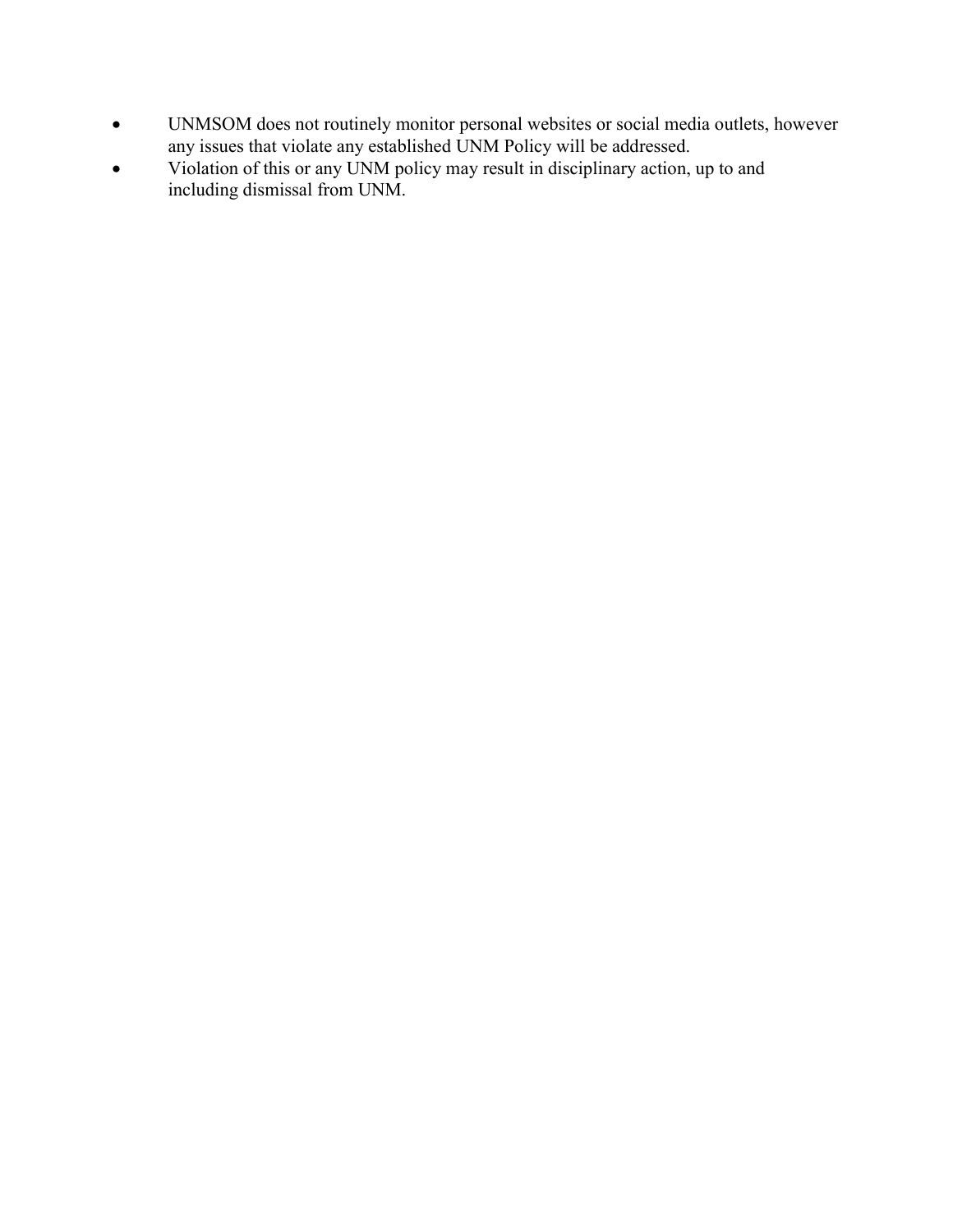- UNMSOM does not routinely monitor personal websites or social media outlets, however any issues that violate any established UNM Policy will be addressed.
- Violation of this or any UNM policy may result in disciplinary action, up to and including dismissal from UNM.